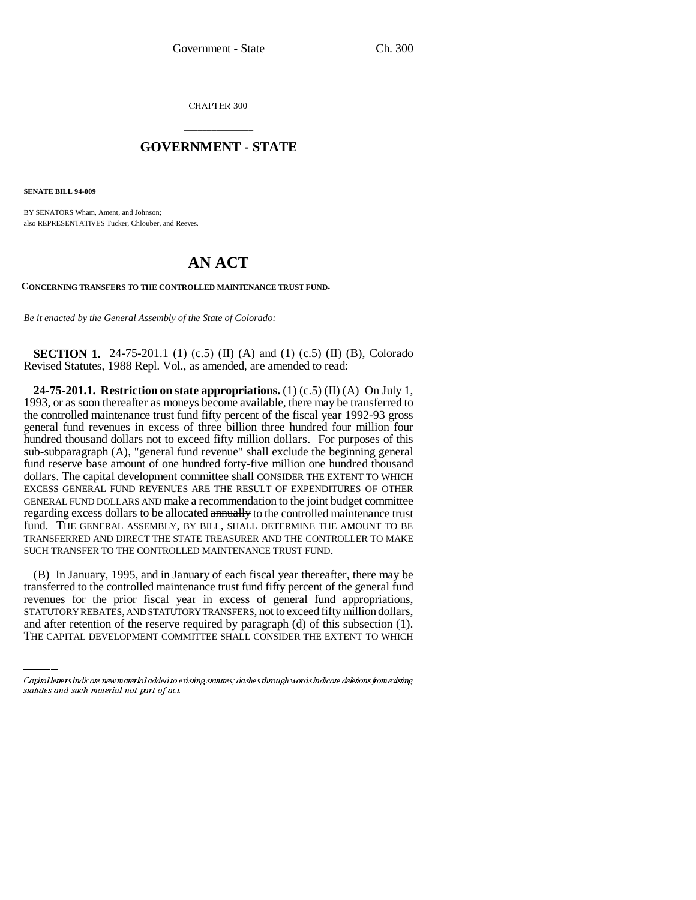CHAPTER 300

# GOVERNMENT - STATE

**SENATE BILL 94-009**

BY SENATORS Wham, Ament, and Johnson;
also REPRESENTATIVES Tucker, Chlouber, and Reeves.

# AN ACT

**CONCERNING TRANSFERS TO THE CONTROLLED MAINTENANCE TRUST FUND.**

*Be it enacted by the General Assembly of the State of Colorado:*

**SECTION 1.** 24-75-201.1 (1) (c.5) (II) (A) and (1) (c.5) (II) (B), Colorado Revised Statutes, 1988 Repl. Vol., as amended, are amended to read:

**24-75-201.1. Restriction on state appropriations.** (1) (c.5) (II) (A) On July 1, 1993, or as soon thereafter as moneys become available, there may be transferred to the controlled maintenance trust fund fifty percent of the fiscal year 1992-93 gross general fund revenues in excess of three billion three hundred four million four hundred thousand dollars not to exceed fifty million dollars. For purposes of this sub-subparagraph (A), "general fund revenue" shall exclude the beginning general fund reserve base amount of one hundred forty-five million one hundred thousand dollars. The capital development committee shall CONSIDER THE EXTENT TO WHICH EXCESS GENERAL FUND REVENUES ARE THE RESULT OF EXPENDITURES OF OTHER GENERAL FUND DOLLARS AND make a recommendation to the joint budget committee regarding excess dollars to be allocated ~~annually~~ to the controlled maintenance trust fund. THE GENERAL ASSEMBLY, BY BILL, SHALL DETERMINE THE AMOUNT TO BE TRANSFERRED AND DIRECT THE STATE TREASURER AND THE CONTROLLER TO MAKE SUCH TRANSFER TO THE CONTROLLED MAINTENANCE TRUST FUND.

(B) In January, 1995, and in January of each fiscal year thereafter, there may be transferred to the controlled maintenance trust fund fifty percent of the general fund revenues for the prior fiscal year in excess of general fund appropriations, STATUTORY REBATES, AND STATUTORY TRANSFERS, not to exceed fifty million dollars, and after retention of the reserve required by paragraph (d) of this subsection (1). THE CAPITAL DEVELOPMENT COMMITTEE SHALL CONSIDER THE EXTENT TO WHICH

Capital letters indicate new material added to existing statutes; dashes through words indicate deletions from existing statutes and such material not part of act.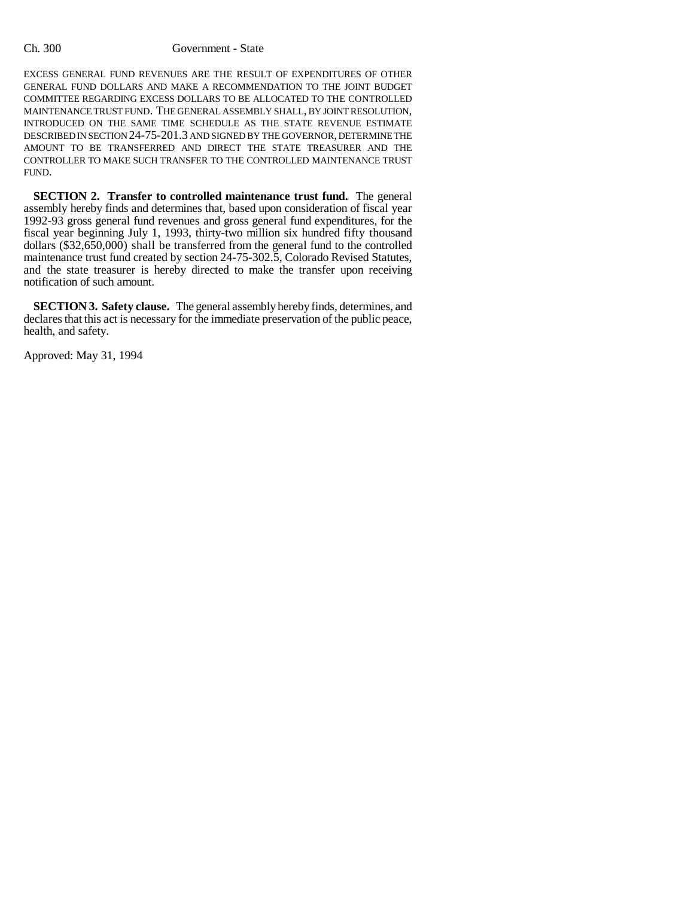EXCESS GENERAL FUND REVENUES ARE THE RESULT OF EXPENDITURES OF OTHER GENERAL FUND DOLLARS AND MAKE A RECOMMENDATION TO THE JOINT BUDGET COMMITTEE REGARDING EXCESS DOLLARS TO BE ALLOCATED TO THE CONTROLLED MAINTENANCE TRUST FUND. THE GENERAL ASSEMBLY SHALL, BY JOINT RESOLUTION, INTRODUCED ON THE SAME TIME SCHEDULE AS THE STATE REVENUE ESTIMATE DESCRIBED IN SECTION 24-75-201.3 AND SIGNED BY THE GOVERNOR, DETERMINE THE AMOUNT TO BE TRANSFERRED AND DIRECT THE STATE TREASURER AND THE CONTROLLER TO MAKE SUCH TRANSFER TO THE CONTROLLED MAINTENANCE TRUST FUND.

**SECTION 2. Transfer to controlled maintenance trust fund.** The general assembly hereby finds and determines that, based upon consideration of fiscal year 1992-93 gross general fund revenues and gross general fund expenditures, for the fiscal year beginning July 1, 1993, thirty-two million six hundred fifty thousand dollars ($32,650,000) shall be transferred from the general fund to the controlled maintenance trust fund created by section 24-75-302.5, Colorado Revised Statutes, and the state treasurer is hereby directed to make the transfer upon receiving notification of such amount.

**SECTION 3. Safety clause.** The general assembly hereby finds, determines, and declares that this act is necessary for the immediate preservation of the public peace, health, and safety.

Approved: May 31, 1994